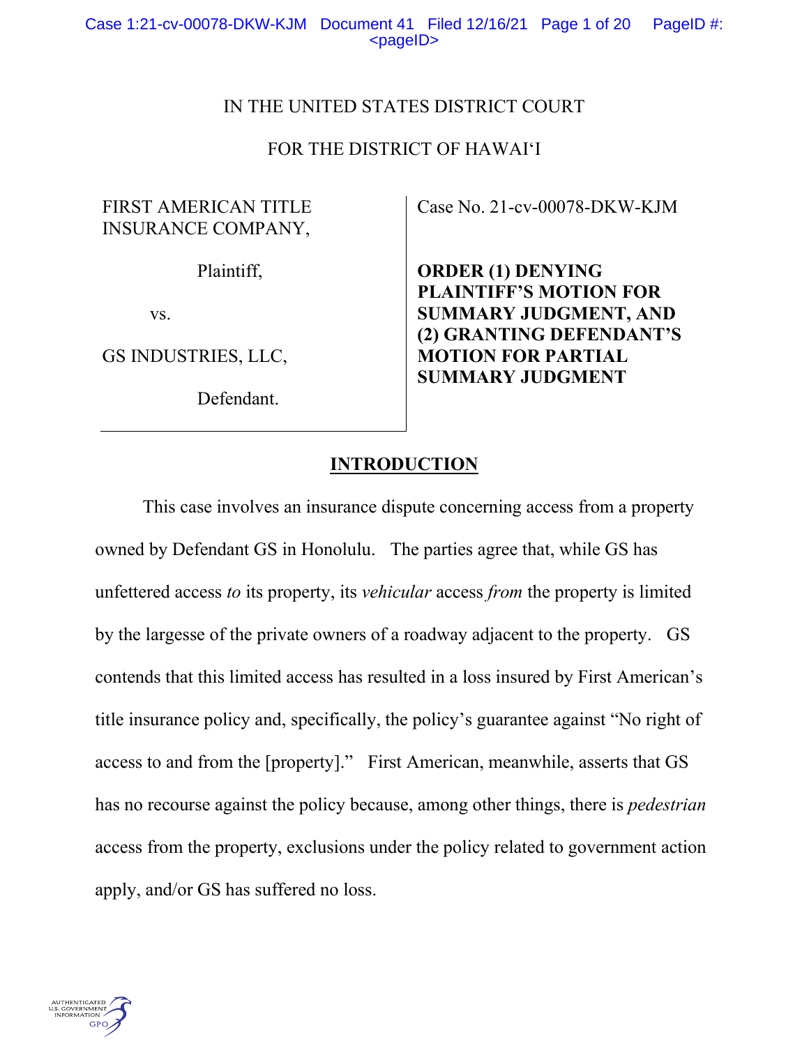IN THE UNITED STATES DISTRICT COURT

FOR THE DISTRICT OF HAWAI'I

| | |
|---|---|
| FIRST AMERICAN TITLE INSURANCE COMPANY,<br><br>Plaintiff,<br><br>vs.<br><br>GS INDUSTRIES, LLC,<br><br>Defendant. | Case No. 21-cv-00078-DKW-KJM<br><br>**ORDER (1) DENYING PLAINTIFF'S MOTION FOR SUMMARY JUDGMENT, AND (2) GRANTING DEFENDANT'S MOTION FOR PARTIAL SUMMARY JUDGMENT** |

## INTRODUCTION

This case involves an insurance dispute concerning access from a property owned by Defendant GS in Honolulu. The parties agree that, while GS has unfettered access *to* its property, its *vehicular* access *from* the property is limited by the largesse of the private owners of a roadway adjacent to the property. GS contends that this limited access has resulted in a loss insured by First American's title insurance policy and, specifically, the policy's guarantee against "No right of access to and from the [property]." First American, meanwhile, asserts that GS has no recourse against the policy because, among other things, there is *pedestrian* access from the property, exclusions under the policy related to government action apply, and/or GS has suffered no loss.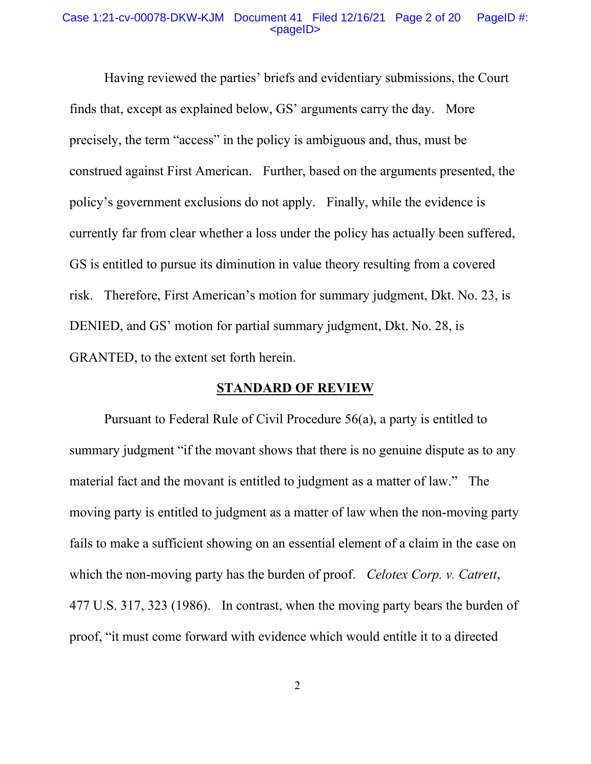Having reviewed the parties' briefs and evidentiary submissions, the Court finds that, except as explained below, GS' arguments carry the day. More precisely, the term "access" in the policy is ambiguous and, thus, must be construed against First American. Further, based on the arguments presented, the policy's government exclusions do not apply. Finally, while the evidence is currently far from clear whether a loss under the policy has actually been suffered, GS is entitled to pursue its diminution in value theory resulting from a covered risk. Therefore, First American's motion for summary judgment, Dkt. No. 23, is DENIED, and GS' motion for partial summary judgment, Dkt. No. 28, is GRANTED, to the extent set forth herein.

## STANDARD OF REVIEW

Pursuant to Federal Rule of Civil Procedure 56(a), a party is entitled to summary judgment "if the movant shows that there is no genuine dispute as to any material fact and the movant is entitled to judgment as a matter of law." The moving party is entitled to judgment as a matter of law when the non-moving party fails to make a sufficient showing on an essential element of a claim in the case on which the non-moving party has the burden of proof. *Celotex Corp. v. Catrett*, 477 U.S. 317, 323 (1986). In contrast, when the moving party bears the burden of proof, "it must come forward with evidence which would entitle it to a directed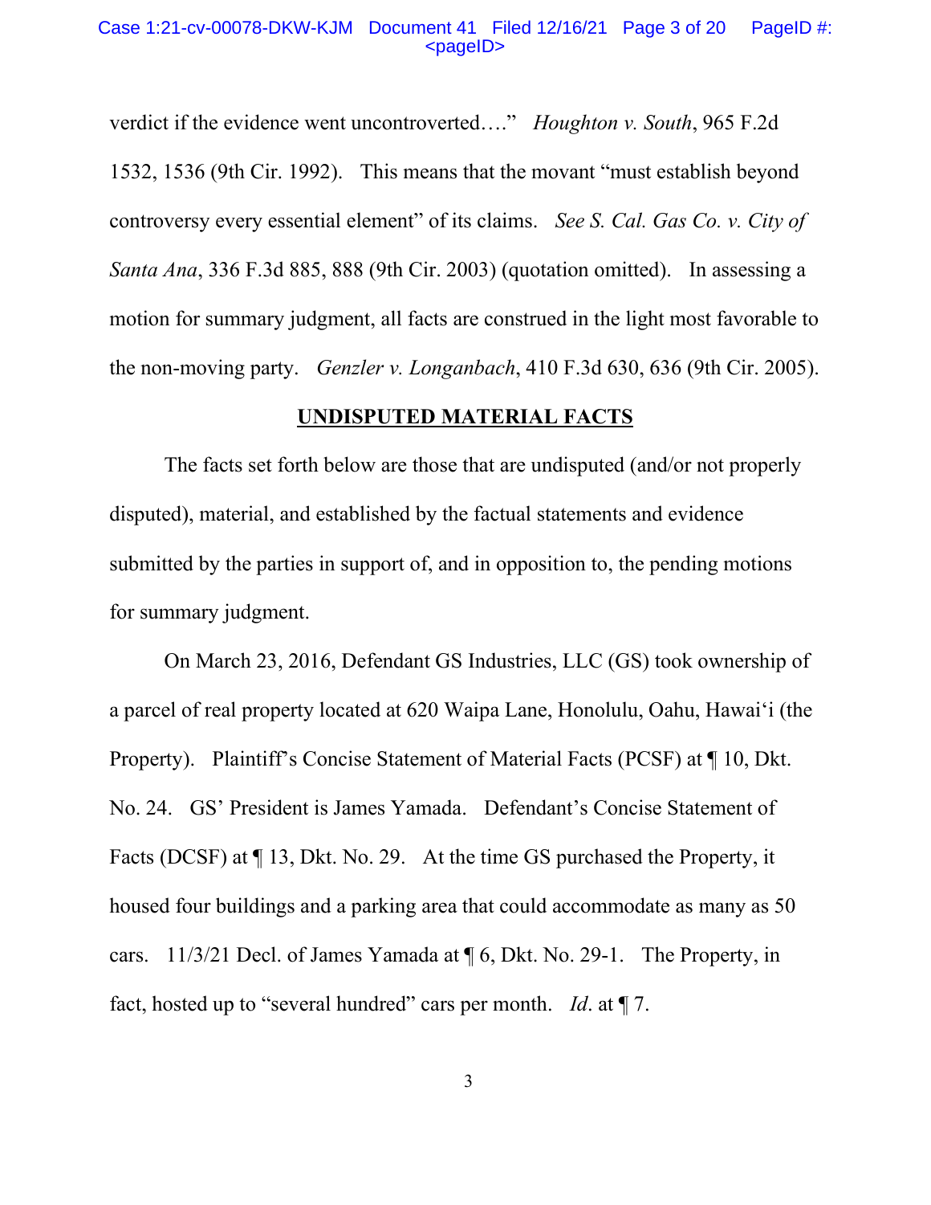verdict if the evidence went uncontroverted…." *Houghton v. South*, 965 F.2d 1532, 1536 (9th Cir. 1992). This means that the movant "must establish beyond controversy every essential element" of its claims. *See S. Cal. Gas Co. v. City of Santa Ana*, 336 F.3d 885, 888 (9th Cir. 2003) (quotation omitted). In assessing a motion for summary judgment, all facts are construed in the light most favorable to the non-moving party. *Genzler v. Longanbach*, 410 F.3d 630, 636 (9th Cir. 2005).

## UNDISPUTED MATERIAL FACTS

The facts set forth below are those that are undisputed (and/or not properly disputed), material, and established by the factual statements and evidence submitted by the parties in support of, and in opposition to, the pending motions for summary judgment.

On March 23, 2016, Defendant GS Industries, LLC (GS) took ownership of a parcel of real property located at 620 Waipa Lane, Honolulu, Oahu, Hawai‘i (the Property). Plaintiff's Concise Statement of Material Facts (PCSF) at ¶ 10, Dkt. No. 24. GS' President is James Yamada. Defendant's Concise Statement of Facts (DCSF) at ¶ 13, Dkt. No. 29. At the time GS purchased the Property, it housed four buildings and a parking area that could accommodate as many as 50 cars. 11/3/21 Decl. of James Yamada at ¶ 6, Dkt. No. 29-1. The Property, in fact, hosted up to "several hundred" cars per month. *Id*. at ¶ 7.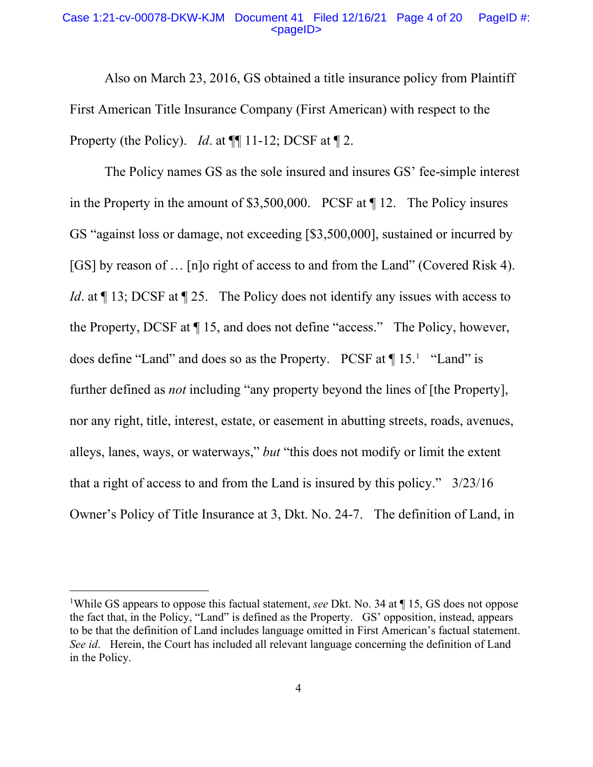Also on March 23, 2016, GS obtained a title insurance policy from Plaintiff First American Title Insurance Company (First American) with respect to the Property (the Policy). *Id*. at ¶¶ 11-12; DCSF at ¶ 2.

The Policy names GS as the sole insured and insures GS' fee-simple interest in the Property in the amount of $3,500,000. PCSF at ¶ 12. The Policy insures GS "against loss or damage, not exceeding [$3,500,000], sustained or incurred by [GS] by reason of … [n]o right of access to and from the Land" (Covered Risk 4). *Id*. at ¶ 13; DCSF at ¶ 25. The Policy does not identify any issues with access to the Property, DCSF at ¶ 15, and does not define "access." The Policy, however, does define "Land" and does so as the Property. PCSF at ¶ 15.[1] "Land" is further defined as *not* including "any property beyond the lines of [the Property], nor any right, title, interest, estate, or easement in abutting streets, roads, avenues, alleys, lanes, ways, or waterways," *but* "this does not modify or limit the extent that a right of access to and from the Land is insured by this policy." 3/23/16 Owner's Policy of Title Insurance at 3, Dkt. No. 24-7. The definition of Land, in

[1]While GS appears to oppose this factual statement, *see* Dkt. No. 34 at ¶ 15, GS does not oppose the fact that, in the Policy, "Land" is defined as the Property. GS' opposition, instead, appears to be that the definition of Land includes language omitted in First American's factual statement. *See id*. Herein, the Court has included all relevant language concerning the definition of Land in the Policy.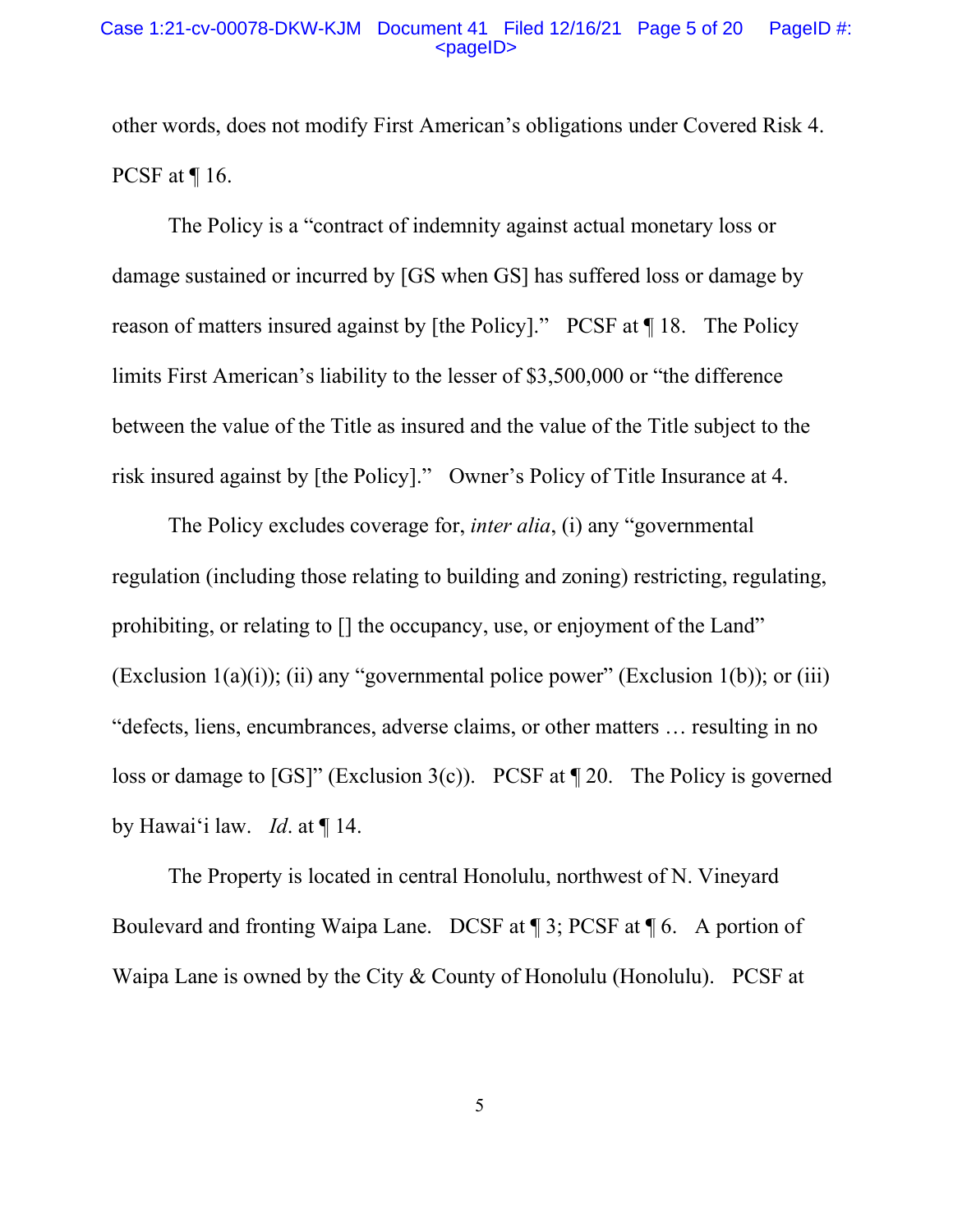other words, does not modify First American's obligations under Covered Risk 4. PCSF at ¶ 16.

The Policy is a "contract of indemnity against actual monetary loss or damage sustained or incurred by [GS when GS] has suffered loss or damage by reason of matters insured against by [the Policy]." PCSF at ¶ 18. The Policy limits First American's liability to the lesser of $3,500,000 or "the difference between the value of the Title as insured and the value of the Title subject to the risk insured against by [the Policy]." Owner's Policy of Title Insurance at 4.

The Policy excludes coverage for, *inter alia*, (i) any "governmental regulation (including those relating to building and zoning) restricting, regulating, prohibiting, or relating to [] the occupancy, use, or enjoyment of the Land" (Exclusion 1(a)(i)); (ii) any "governmental police power" (Exclusion 1(b)); or (iii) "defects, liens, encumbrances, adverse claims, or other matters … resulting in no loss or damage to [GS]" (Exclusion 3(c)). PCSF at ¶ 20. The Policy is governed by Hawai'i law. *Id*. at ¶ 14.

The Property is located in central Honolulu, northwest of N. Vineyard Boulevard and fronting Waipa Lane. DCSF at ¶ 3; PCSF at ¶ 6. A portion of Waipa Lane is owned by the City & County of Honolulu (Honolulu). PCSF at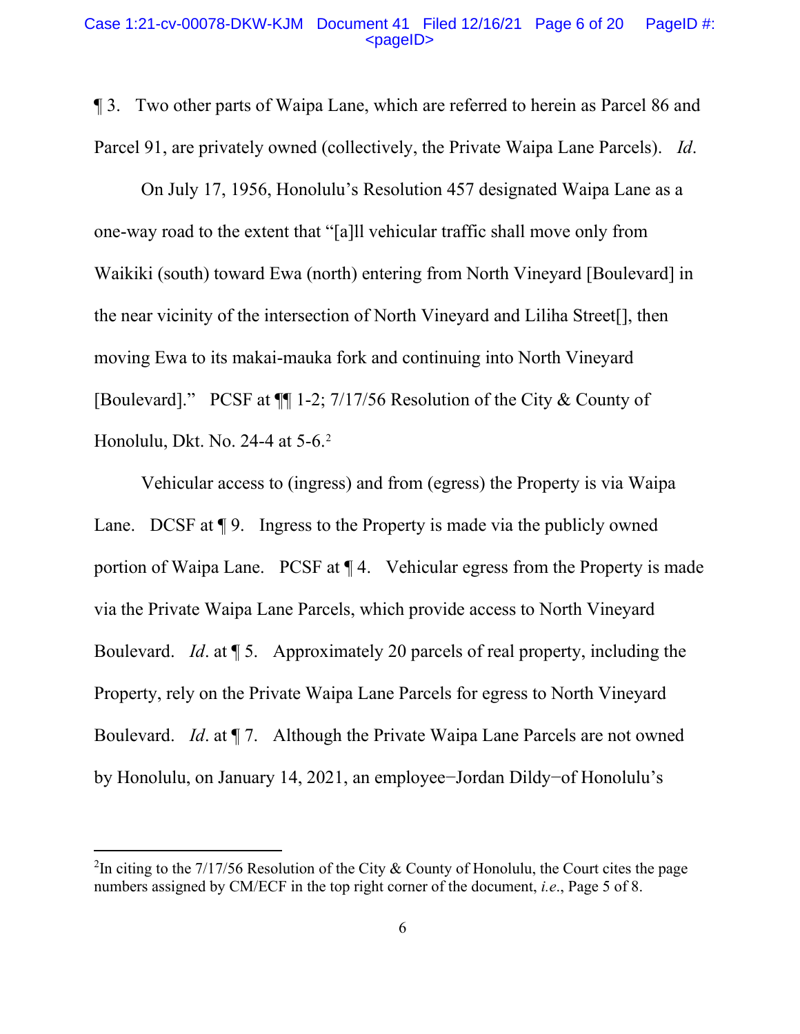¶ 3. Two other parts of Waipa Lane, which are referred to herein as Parcel 86 and Parcel 91, are privately owned (collectively, the Private Waipa Lane Parcels). *Id*.

On July 17, 1956, Honolulu's Resolution 457 designated Waipa Lane as a one-way road to the extent that "[a]ll vehicular traffic shall move only from Waikiki (south) toward Ewa (north) entering from North Vineyard [Boulevard] in the near vicinity of the intersection of North Vineyard and Liliha Street[], then moving Ewa to its makai-mauka fork and continuing into North Vineyard [Boulevard]." PCSF at ¶¶ 1-2; 7/17/56 Resolution of the City & County of Honolulu, Dkt. No. 24-4 at 5-6.[2]

Vehicular access to (ingress) and from (egress) the Property is via Waipa Lane. DCSF at ¶ 9. Ingress to the Property is made via the publicly owned portion of Waipa Lane. PCSF at ¶ 4. Vehicular egress from the Property is made via the Private Waipa Lane Parcels, which provide access to North Vineyard Boulevard. *Id*. at ¶ 5. Approximately 20 parcels of real property, including the Property, rely on the Private Waipa Lane Parcels for egress to North Vineyard Boulevard. *Id*. at ¶ 7. Although the Private Waipa Lane Parcels are not owned by Honolulu, on January 14, 2021, an employee−Jordan Dildy−of Honolulu's

---

[2]In citing to the 7/17/56 Resolution of the City & County of Honolulu, the Court cites the page numbers assigned by CM/ECF in the top right corner of the document, *i.e*., Page 5 of 8.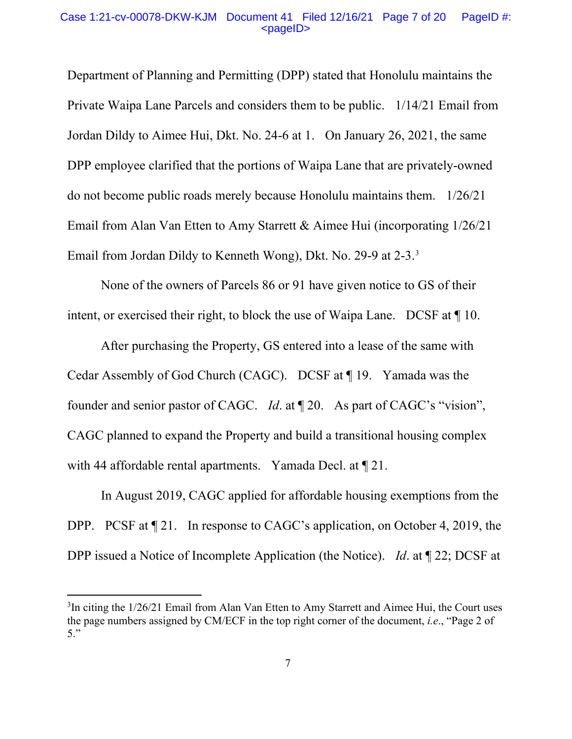Department of Planning and Permitting (DPP) stated that Honolulu maintains the Private Waipa Lane Parcels and considers them to be public. 1/14/21 Email from Jordan Dildy to Aimee Hui, Dkt. No. 24-6 at 1. On January 26, 2021, the same DPP employee clarified that the portions of Waipa Lane that are privately-owned do not become public roads merely because Honolulu maintains them. 1/26/21 Email from Alan Van Etten to Amy Starrett & Aimee Hui (incorporating 1/26/21 Email from Jordan Dildy to Kenneth Wong), Dkt. No. 29-9 at 2-3.[3]

None of the owners of Parcels 86 or 91 have given notice to GS of their intent, or exercised their right, to block the use of Waipa Lane. DCSF at ¶ 10.

After purchasing the Property, GS entered into a lease of the same with Cedar Assembly of God Church (CAGC). DCSF at ¶ 19. Yamada was the founder and senior pastor of CAGC. *Id*. at ¶ 20. As part of CAGC's "vision", CAGC planned to expand the Property and build a transitional housing complex with 44 affordable rental apartments. Yamada Decl. at ¶ 21.

In August 2019, CAGC applied for affordable housing exemptions from the DPP. PCSF at ¶ 21. In response to CAGC's application, on October 4, 2019, the DPP issued a Notice of Incomplete Application (the Notice). *Id*. at ¶ 22; DCSF at

---

[3]In citing the 1/26/21 Email from Alan Van Etten to Amy Starrett and Aimee Hui, the Court uses the page numbers assigned by CM/ECF in the top right corner of the document, *i.e.*, "Page 2 of 5."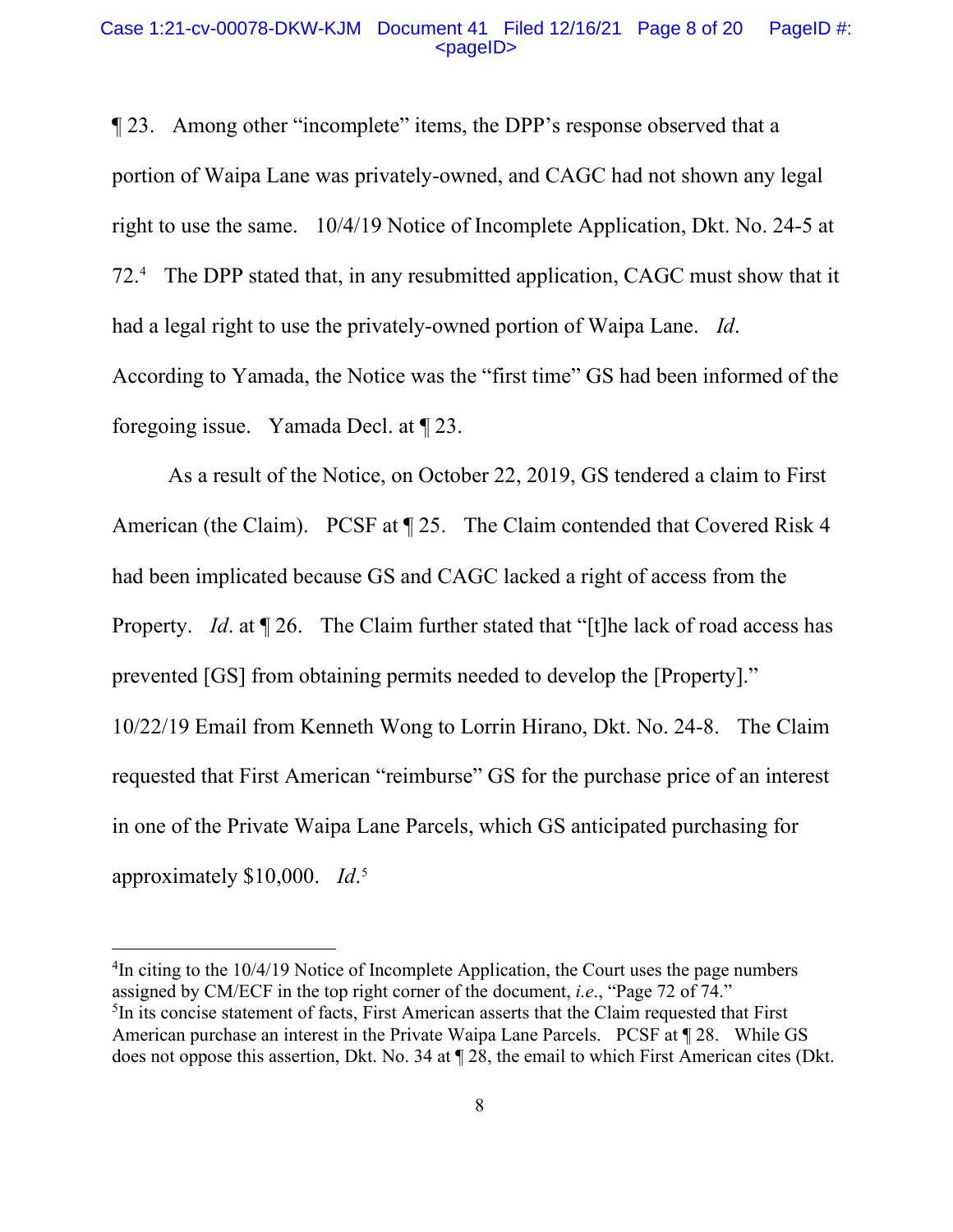¶ 23. Among other "incomplete" items, the DPP's response observed that a portion of Waipa Lane was privately-owned, and CAGC had not shown any legal right to use the same. 10/4/19 Notice of Incomplete Application, Dkt. No. 24-5 at 72.[4] The DPP stated that, in any resubmitted application, CAGC must show that it had a legal right to use the privately-owned portion of Waipa Lane. *Id*. According to Yamada, the Notice was the "first time" GS had been informed of the foregoing issue. Yamada Decl. at ¶ 23.

As a result of the Notice, on October 22, 2019, GS tendered a claim to First American (the Claim). PCSF at ¶ 25. The Claim contended that Covered Risk 4 had been implicated because GS and CAGC lacked a right of access from the Property. *Id*. at ¶ 26. The Claim further stated that "[t]he lack of road access has prevented [GS] from obtaining permits needed to develop the [Property]." 10/22/19 Email from Kenneth Wong to Lorrin Hirano, Dkt. No. 24-8. The Claim requested that First American "reimburse" GS for the purchase price of an interest in one of the Private Waipa Lane Parcels, which GS anticipated purchasing for approximately $10,000. *Id*.[5]

---

[4]In citing to the 10/4/19 Notice of Incomplete Application, the Court uses the page numbers assigned by CM/ECF in the top right corner of the document, *i.e*., "Page 72 of 74."

[5]In its concise statement of facts, First American asserts that the Claim requested that First American purchase an interest in the Private Waipa Lane Parcels. PCSF at ¶ 28. While GS does not oppose this assertion, Dkt. No. 34 at ¶ 28, the email to which First American cites (Dkt.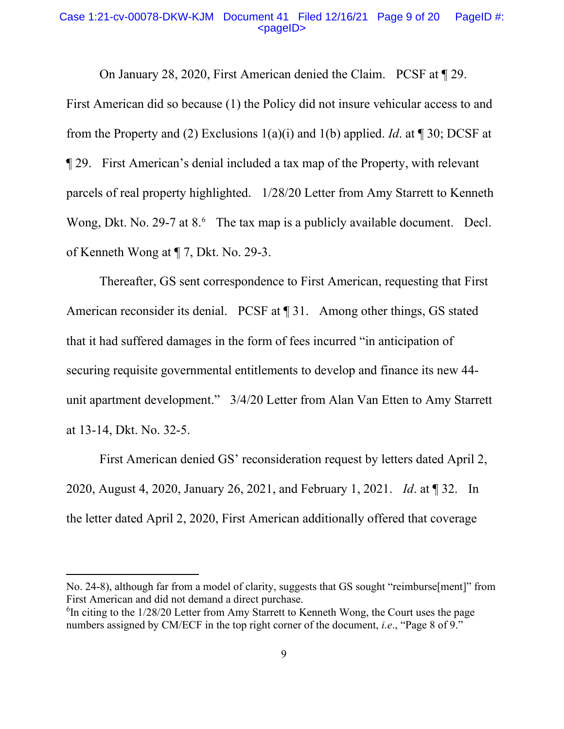On January 28, 2020, First American denied the Claim. PCSF at ¶ 29. First American did so because (1) the Policy did not insure vehicular access to and from the Property and (2) Exclusions 1(a)(i) and 1(b) applied. *Id*. at ¶ 30; DCSF at ¶ 29. First American's denial included a tax map of the Property, with relevant parcels of real property highlighted. 1/28/20 Letter from Amy Starrett to Kenneth Wong, Dkt. No. 29-7 at 8.[6] The tax map is a publicly available document. Decl. of Kenneth Wong at ¶ 7, Dkt. No. 29-3.

Thereafter, GS sent correspondence to First American, requesting that First American reconsider its denial. PCSF at ¶ 31. Among other things, GS stated that it had suffered damages in the form of fees incurred "in anticipation of securing requisite governmental entitlements to develop and finance its new 44-unit apartment development." 3/4/20 Letter from Alan Van Etten to Amy Starrett at 13-14, Dkt. No. 32-5.

First American denied GS' reconsideration request by letters dated April 2, 2020, August 4, 2020, January 26, 2021, and February 1, 2021. *Id*. at ¶ 32. In the letter dated April 2, 2020, First American additionally offered that coverage

---

No. 24-8), although far from a model of clarity, suggests that GS sought "reimburse[ment]" from First American and did not demand a direct purchase.

[6] In citing to the 1/28/20 Letter from Amy Starrett to Kenneth Wong, the Court uses the page numbers assigned by CM/ECF in the top right corner of the document, *i.e*., "Page 8 of 9."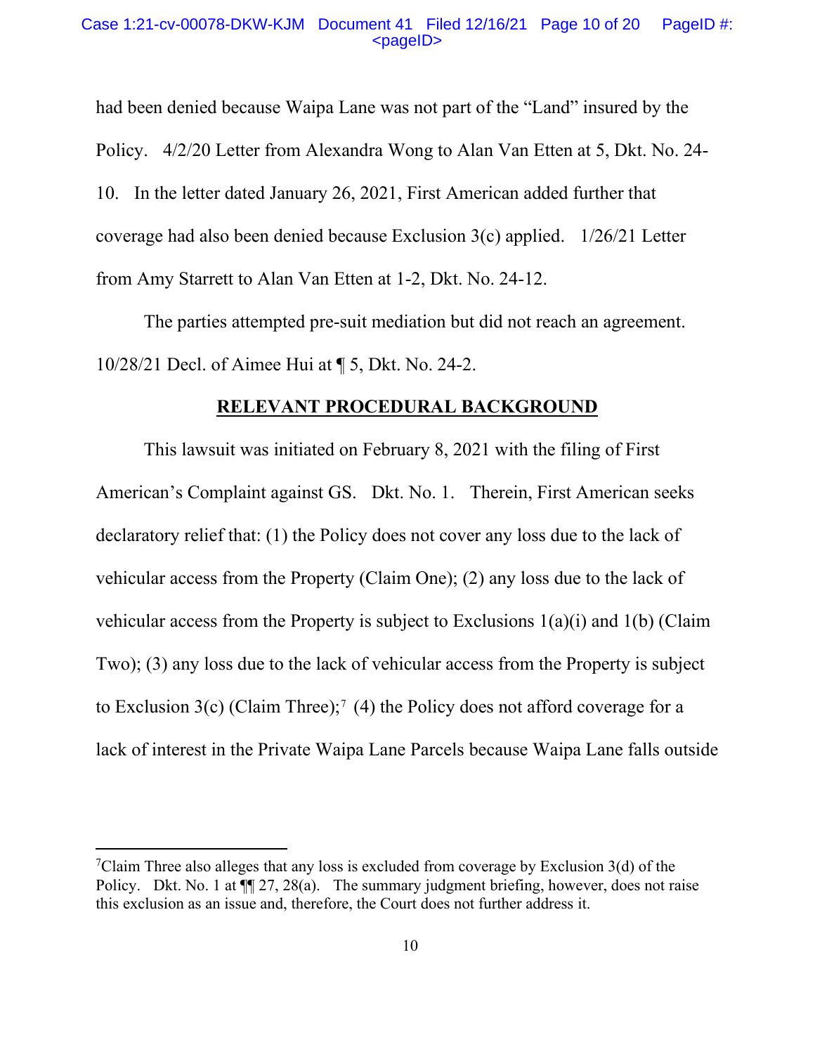had been denied because Waipa Lane was not part of the "Land" insured by the Policy. 4/2/20 Letter from Alexandra Wong to Alan Van Etten at 5, Dkt. No. 24-10. In the letter dated January 26, 2021, First American added further that coverage had also been denied because Exclusion 3(c) applied. 1/26/21 Letter from Amy Starrett to Alan Van Etten at 1-2, Dkt. No. 24-12.

The parties attempted pre-suit mediation but did not reach an agreement. 10/28/21 Decl. of Aimee Hui at ¶ 5, Dkt. No. 24-2.

## RELEVANT PROCEDURAL BACKGROUND

This lawsuit was initiated on February 8, 2021 with the filing of First American's Complaint against GS. Dkt. No. 1. Therein, First American seeks declaratory relief that: (1) the Policy does not cover any loss due to the lack of vehicular access from the Property (Claim One); (2) any loss due to the lack of vehicular access from the Property is subject to Exclusions 1(a)(i) and 1(b) (Claim Two); (3) any loss due to the lack of vehicular access from the Property is subject to Exclusion 3(c) (Claim Three);[7] (4) the Policy does not afford coverage for a lack of interest in the Private Waipa Lane Parcels because Waipa Lane falls outside

---

[7] Claim Three also alleges that any loss is excluded from coverage by Exclusion 3(d) of the Policy. Dkt. No. 1 at ¶¶ 27, 28(a). The summary judgment briefing, however, does not raise this exclusion as an issue and, therefore, the Court does not further address it.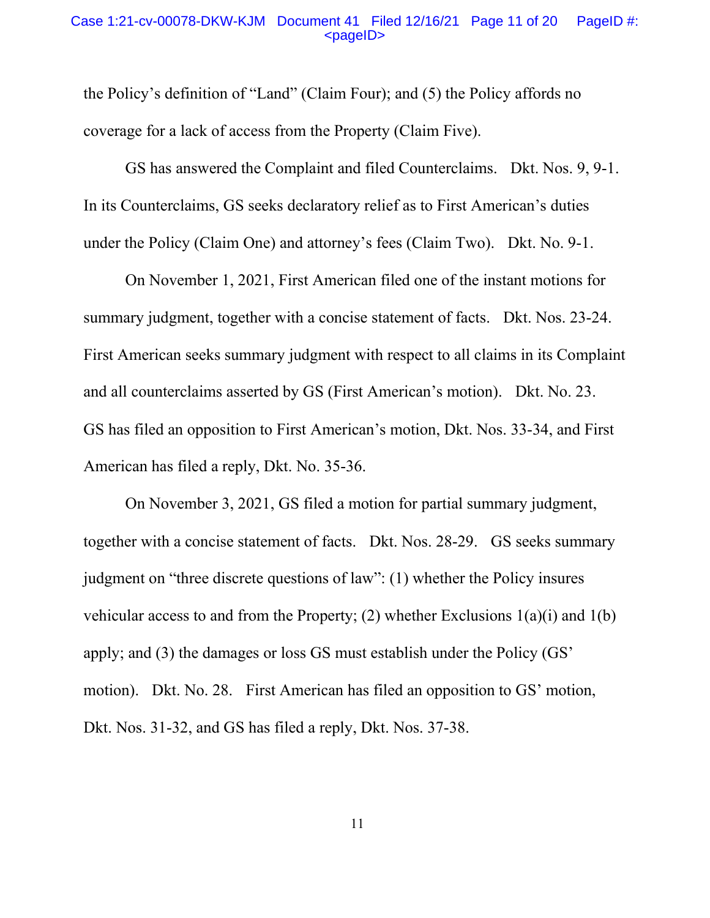the Policy's definition of "Land" (Claim Four); and (5) the Policy affords no coverage for a lack of access from the Property (Claim Five).

GS has answered the Complaint and filed Counterclaims. Dkt. Nos. 9, 9-1. In its Counterclaims, GS seeks declaratory relief as to First American's duties under the Policy (Claim One) and attorney's fees (Claim Two). Dkt. No. 9-1.

On November 1, 2021, First American filed one of the instant motions for summary judgment, together with a concise statement of facts. Dkt. Nos. 23-24. First American seeks summary judgment with respect to all claims in its Complaint and all counterclaims asserted by GS (First American's motion). Dkt. No. 23. GS has filed an opposition to First American's motion, Dkt. Nos. 33-34, and First American has filed a reply, Dkt. No. 35-36.

On November 3, 2021, GS filed a motion for partial summary judgment, together with a concise statement of facts. Dkt. Nos. 28-29. GS seeks summary judgment on "three discrete questions of law": (1) whether the Policy insures vehicular access to and from the Property; (2) whether Exclusions 1(a)(i) and 1(b) apply; and (3) the damages or loss GS must establish under the Policy (GS' motion). Dkt. No. 28. First American has filed an opposition to GS' motion, Dkt. Nos. 31-32, and GS has filed a reply, Dkt. Nos. 37-38.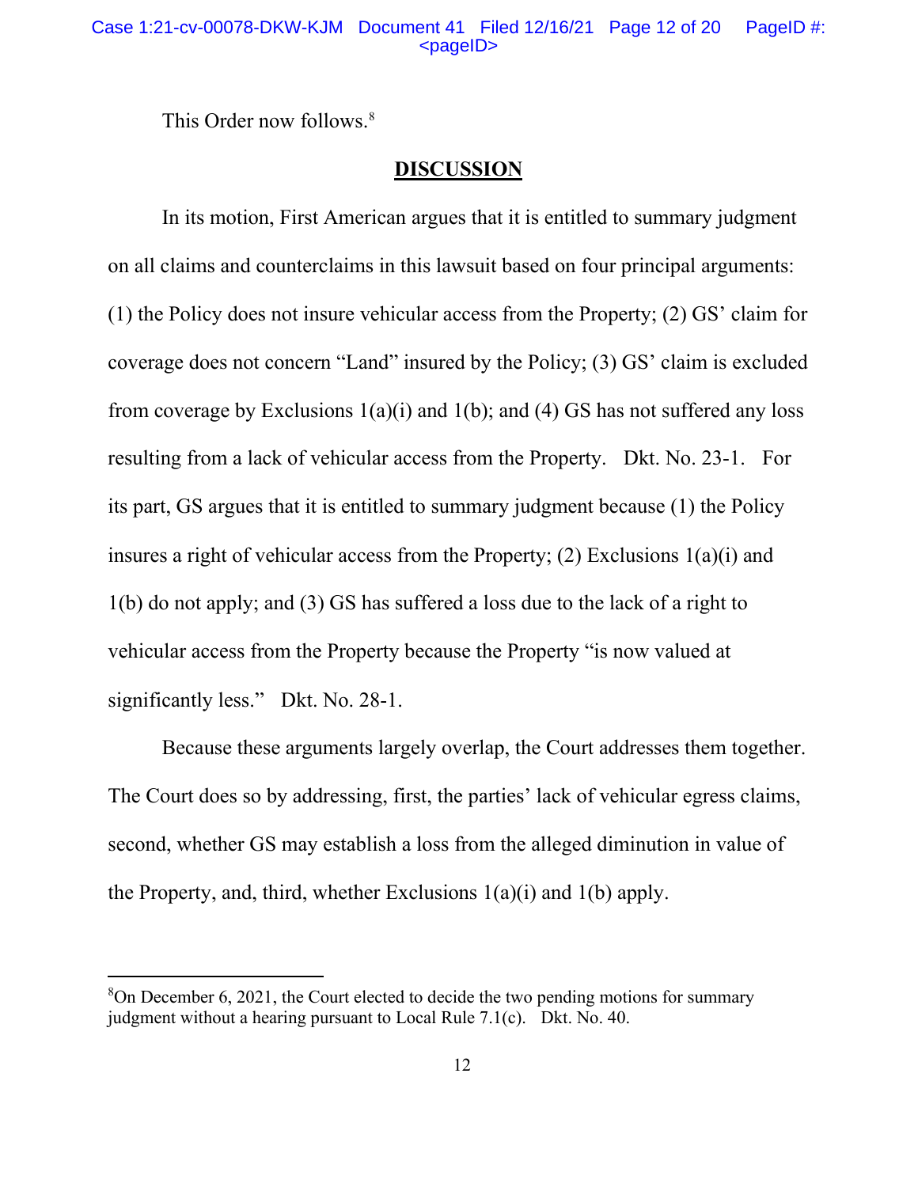This Order now follows.[8]

## DISCUSSION

In its motion, First American argues that it is entitled to summary judgment on all claims and counterclaims in this lawsuit based on four principal arguments: (1) the Policy does not insure vehicular access from the Property; (2) GS' claim for coverage does not concern "Land" insured by the Policy; (3) GS' claim is excluded from coverage by Exclusions 1(a)(i) and 1(b); and (4) GS has not suffered any loss resulting from a lack of vehicular access from the Property. Dkt. No. 23-1. For its part, GS argues that it is entitled to summary judgment because (1) the Policy insures a right of vehicular access from the Property; (2) Exclusions 1(a)(i) and 1(b) do not apply; and (3) GS has suffered a loss due to the lack of a right to vehicular access from the Property because the Property "is now valued at significantly less." Dkt. No. 28-1.

Because these arguments largely overlap, the Court addresses them together. The Court does so by addressing, first, the parties' lack of vehicular egress claims, second, whether GS may establish a loss from the alleged diminution in value of the Property, and, third, whether Exclusions 1(a)(i) and 1(b) apply.

[8] On December 6, 2021, the Court elected to decide the two pending motions for summary judgment without a hearing pursuant to Local Rule 7.1(c). Dkt. No. 40.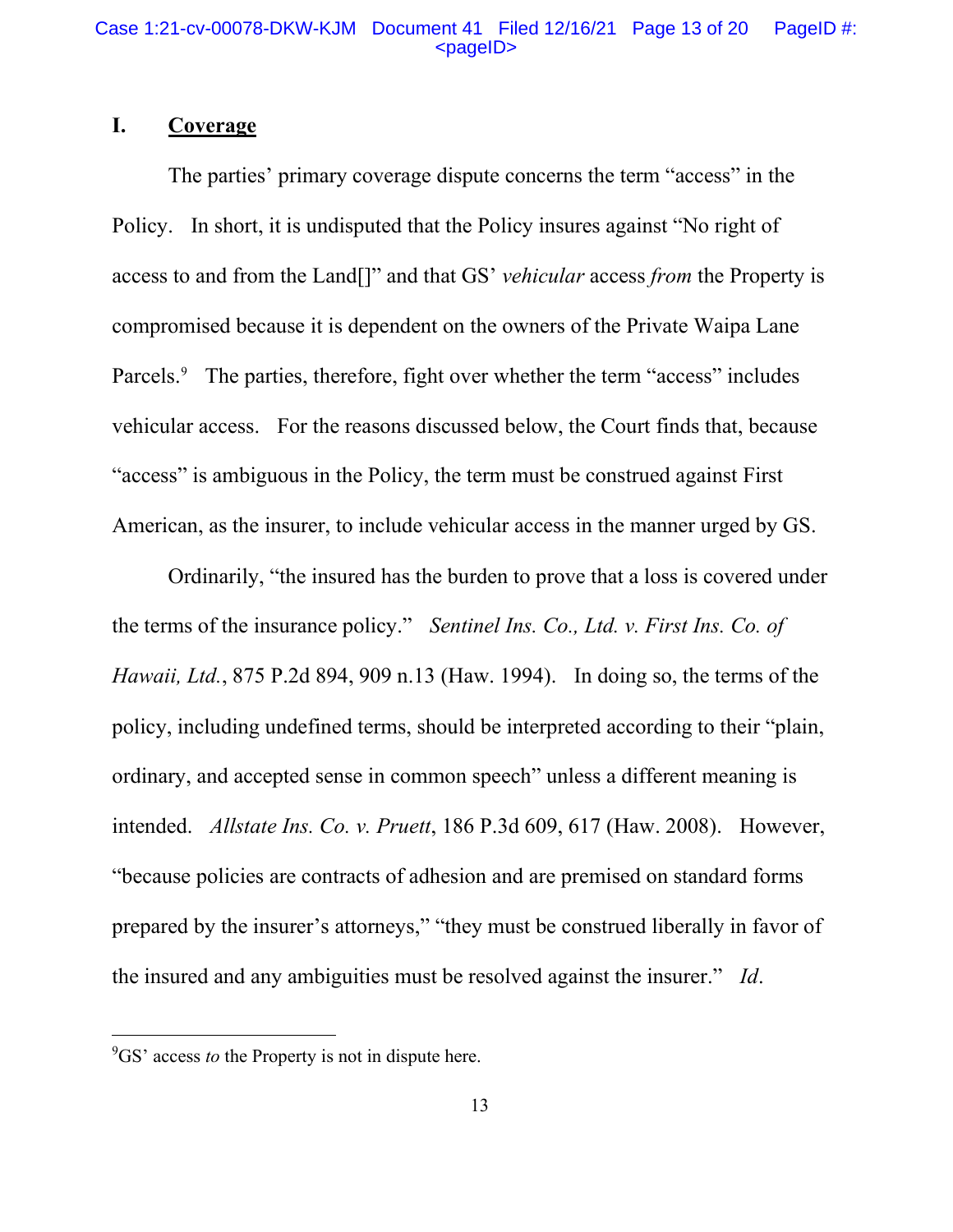## I. Coverage

The parties' primary coverage dispute concerns the term "access" in the Policy. In short, it is undisputed that the Policy insures against "No right of access to and from the Land[]" and that GS' *vehicular* access *from* the Property is compromised because it is dependent on the owners of the Private Waipa Lane Parcels.[9] The parties, therefore, fight over whether the term "access" includes vehicular access. For the reasons discussed below, the Court finds that, because "access" is ambiguous in the Policy, the term must be construed against First American, as the insurer, to include vehicular access in the manner urged by GS.

Ordinarily, "the insured has the burden to prove that a loss is covered under the terms of the insurance policy." *Sentinel Ins. Co., Ltd. v. First Ins. Co. of Hawaii, Ltd.*, 875 P.2d 894, 909 n.13 (Haw. 1994). In doing so, the terms of the policy, including undefined terms, should be interpreted according to their "plain, ordinary, and accepted sense in common speech" unless a different meaning is intended. *Allstate Ins. Co. v. Pruett*, 186 P.3d 609, 617 (Haw. 2008). However, "because policies are contracts of adhesion and are premised on standard forms prepared by the insurer's attorneys," "they must be construed liberally in favor of the insured and any ambiguities must be resolved against the insurer." *Id*.

---

[9] GS' access *to* the Property is not in dispute here.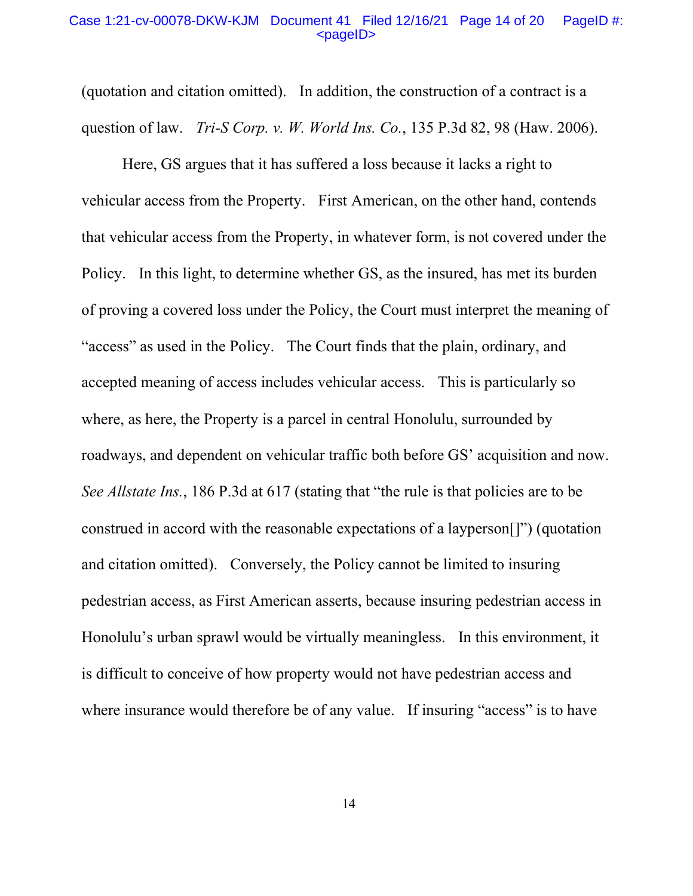(quotation and citation omitted). In addition, the construction of a contract is a question of law. *Tri-S Corp. v. W. World Ins. Co.*, 135 P.3d 82, 98 (Haw. 2006).

Here, GS argues that it has suffered a loss because it lacks a right to vehicular access from the Property. First American, on the other hand, contends that vehicular access from the Property, in whatever form, is not covered under the Policy. In this light, to determine whether GS, as the insured, has met its burden of proving a covered loss under the Policy, the Court must interpret the meaning of "access" as used in the Policy. The Court finds that the plain, ordinary, and accepted meaning of access includes vehicular access. This is particularly so where, as here, the Property is a parcel in central Honolulu, surrounded by roadways, and dependent on vehicular traffic both before GS' acquisition and now. *See Allstate Ins.*, 186 P.3d at 617 (stating that "the rule is that policies are to be construed in accord with the reasonable expectations of a layperson[]") (quotation and citation omitted). Conversely, the Policy cannot be limited to insuring pedestrian access, as First American asserts, because insuring pedestrian access in Honolulu's urban sprawl would be virtually meaningless. In this environment, it is difficult to conceive of how property would not have pedestrian access and where insurance would therefore be of any value. If insuring "access" is to have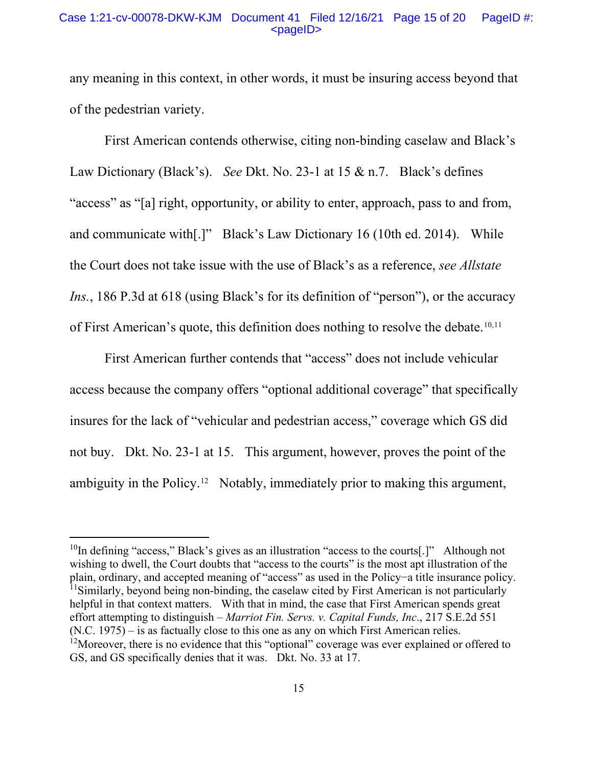any meaning in this context, in other words, it must be insuring access beyond that of the pedestrian variety.

First American contends otherwise, citing non-binding caselaw and Black's Law Dictionary (Black's). *See* Dkt. No. 23-1 at 15 & n.7. Black's defines "access" as "[a] right, opportunity, or ability to enter, approach, pass to and from, and communicate with[.]" Black's Law Dictionary 16 (10th ed. 2014). While the Court does not take issue with the use of Black's as a reference, *see Allstate Ins.*, 186 P.3d at 618 (using Black's for its definition of "person"), or the accuracy of First American's quote, this definition does nothing to resolve the debate.[10,11]

First American further contends that "access" does not include vehicular access because the company offers "optional additional coverage" that specifically insures for the lack of "vehicular and pedestrian access," coverage which GS did not buy. Dkt. No. 23-1 at 15. This argument, however, proves the point of the ambiguity in the Policy.[12] Notably, immediately prior to making this argument,

---

[10]In defining "access," Black's gives as an illustration "access to the courts[.]" Although not wishing to dwell, the Court doubts that "access to the courts" is the most apt illustration of the plain, ordinary, and accepted meaning of "access" as used in the Policy−a title insurance policy.

[11]Similarly, beyond being non-binding, the caselaw cited by First American is not particularly helpful in that context matters. With that in mind, the case that First American spends great effort attempting to distinguish – *Marriot Fin. Servs. v. Capital Funds, Inc*., 217 S.E.2d 551 (N.C. 1975) – is as factually close to this one as any on which First American relies.

[12]Moreover, there is no evidence that this "optional" coverage was ever explained or offered to GS, and GS specifically denies that it was. Dkt. No. 33 at 17.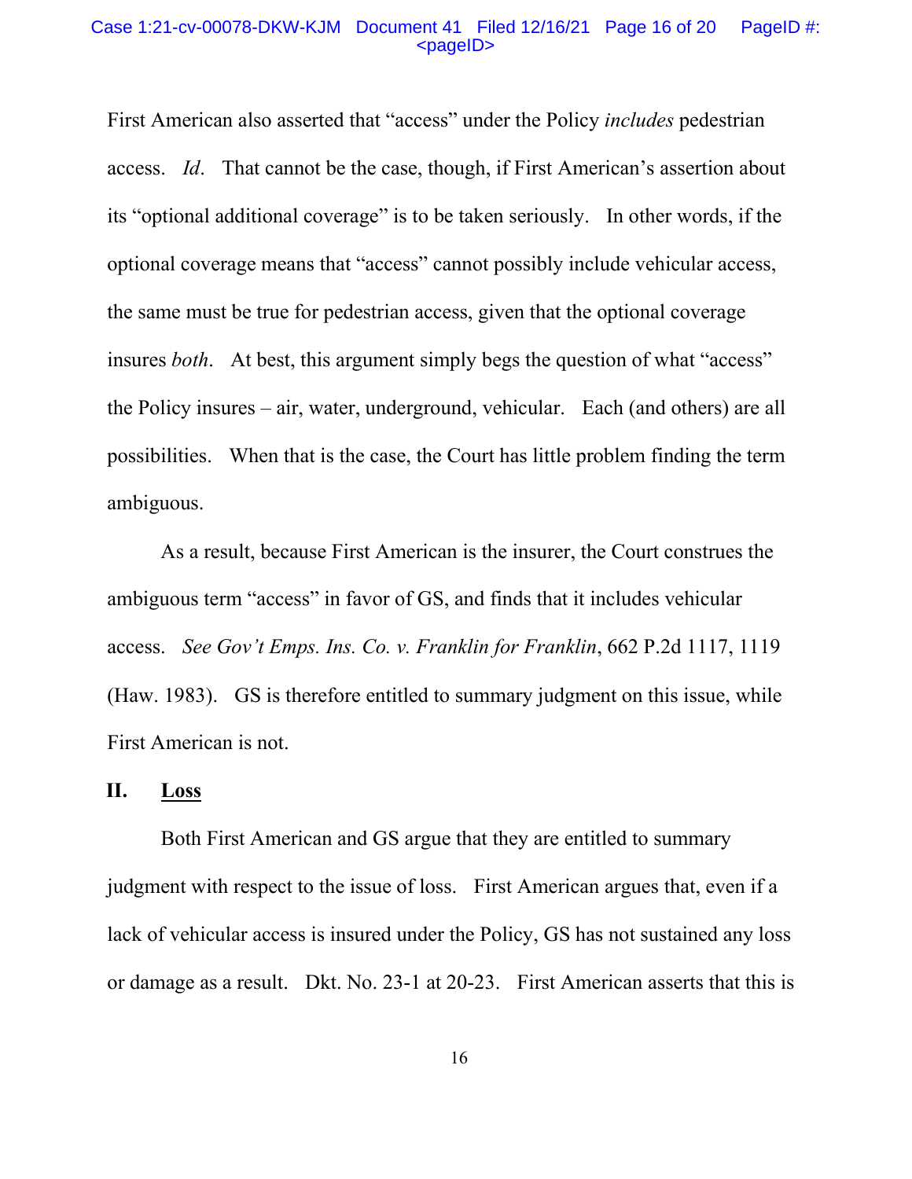First American also asserted that "access" under the Policy *includes* pedestrian access. *Id*. That cannot be the case, though, if First American's assertion about its "optional additional coverage" is to be taken seriously. In other words, if the optional coverage means that "access" cannot possibly include vehicular access, the same must be true for pedestrian access, given that the optional coverage insures *both*. At best, this argument simply begs the question of what "access" the Policy insures – air, water, underground, vehicular. Each (and others) are all possibilities. When that is the case, the Court has little problem finding the term ambiguous.

As a result, because First American is the insurer, the Court construes the ambiguous term "access" in favor of GS, and finds that it includes vehicular access. *See Gov't Emps. Ins. Co. v. Franklin for Franklin*, 662 P.2d 1117, 1119 (Haw. 1983). GS is therefore entitled to summary judgment on this issue, while First American is not.

## II. Loss

Both First American and GS argue that they are entitled to summary judgment with respect to the issue of loss. First American argues that, even if a lack of vehicular access is insured under the Policy, GS has not sustained any loss or damage as a result. Dkt. No. 23-1 at 20-23. First American asserts that this is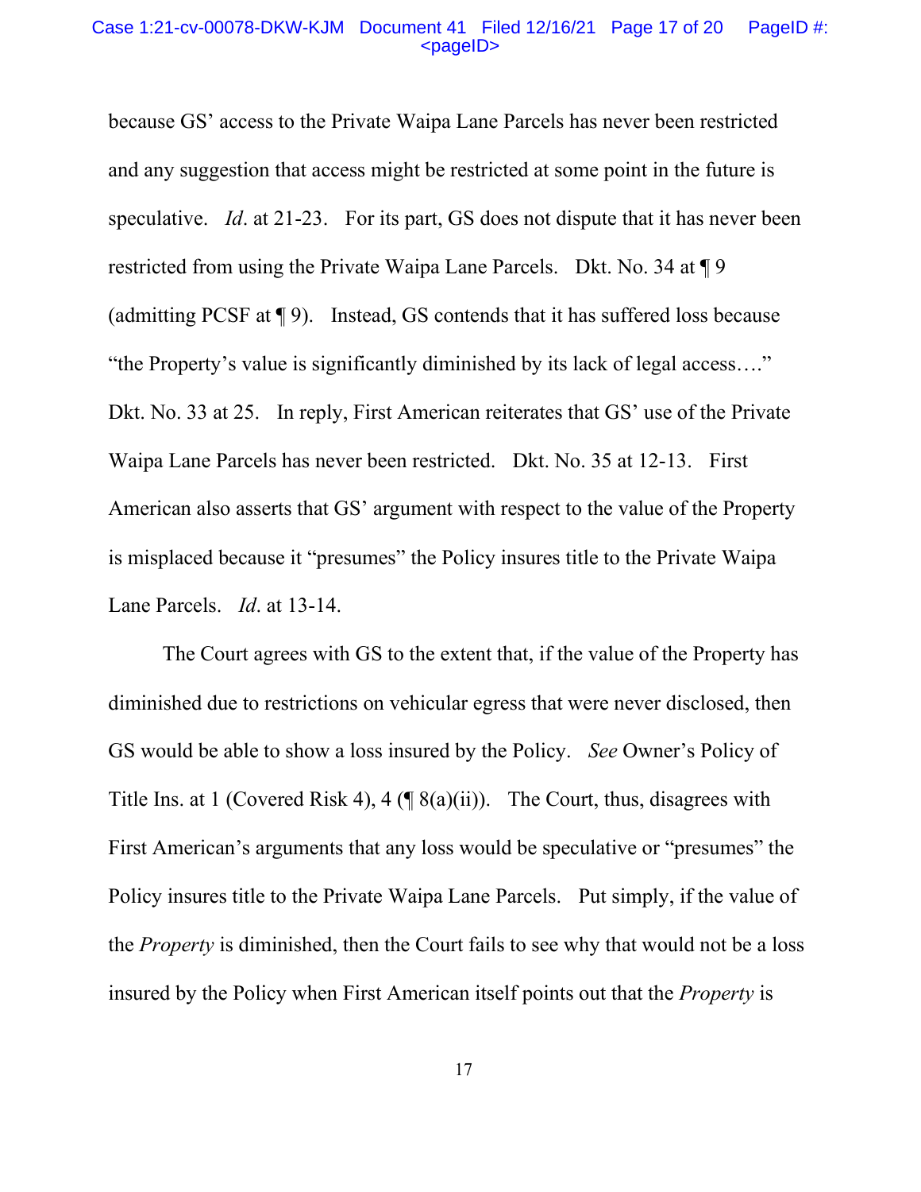because GS' access to the Private Waipa Lane Parcels has never been restricted and any suggestion that access might be restricted at some point in the future is speculative. *Id*. at 21-23. For its part, GS does not dispute that it has never been restricted from using the Private Waipa Lane Parcels. Dkt. No. 34 at ¶ 9 (admitting PCSF at ¶ 9). Instead, GS contends that it has suffered loss because "the Property's value is significantly diminished by its lack of legal access…." Dkt. No. 33 at 25. In reply, First American reiterates that GS' use of the Private Waipa Lane Parcels has never been restricted. Dkt. No. 35 at 12-13. First American also asserts that GS' argument with respect to the value of the Property is misplaced because it "presumes" the Policy insures title to the Private Waipa Lane Parcels. *Id*. at 13-14.

The Court agrees with GS to the extent that, if the value of the Property has diminished due to restrictions on vehicular egress that were never disclosed, then GS would be able to show a loss insured by the Policy. *See* Owner's Policy of Title Ins. at 1 (Covered Risk 4), 4 (¶ 8(a)(ii)). The Court, thus, disagrees with First American's arguments that any loss would be speculative or "presumes" the Policy insures title to the Private Waipa Lane Parcels. Put simply, if the value of the *Property* is diminished, then the Court fails to see why that would not be a loss insured by the Policy when First American itself points out that the *Property* is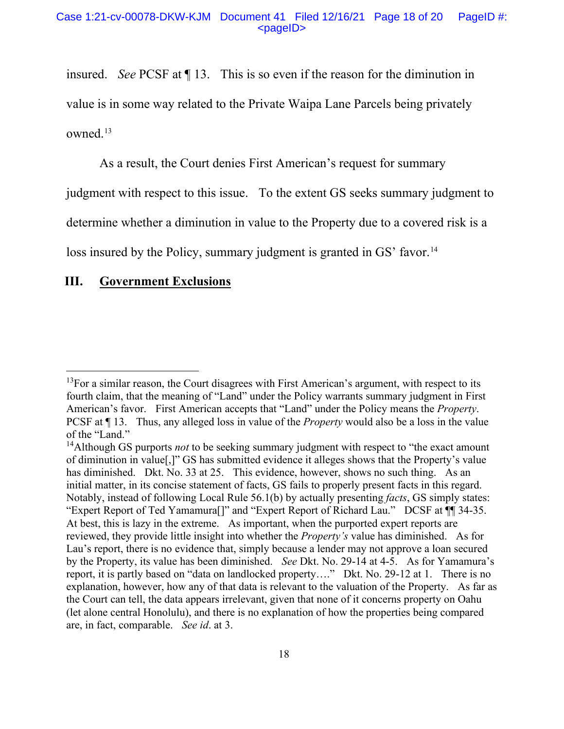insured. *See* PCSF at ¶ 13. This is so even if the reason for the diminution in value is in some way related to the Private Waipa Lane Parcels being privately owned.[13]

As a result, the Court denies First American's request for summary judgment with respect to this issue. To the extent GS seeks summary judgment to determine whether a diminution in value to the Property due to a covered risk is a loss insured by the Policy, summary judgment is granted in GS' favor.[14]

## III. Government Exclusions

---

[13]For a similar reason, the Court disagrees with First American's argument, with respect to its fourth claim, that the meaning of "Land" under the Policy warrants summary judgment in First American's favor. First American accepts that "Land" under the Policy means the *Property*. PCSF at ¶ 13. Thus, any alleged loss in value of the *Property* would also be a loss in the value of the "Land."

[14]Although GS purports *not* to be seeking summary judgment with respect to "the exact amount of diminution in value[,]" GS has submitted evidence it alleges shows that the Property's value has diminished. Dkt. No. 33 at 25. This evidence, however, shows no such thing. As an initial matter, in its concise statement of facts, GS fails to properly present facts in this regard. Notably, instead of following Local Rule 56.1(b) by actually presenting *facts*, GS simply states: "Expert Report of Ted Yamamura[]" and "Expert Report of Richard Lau." DCSF at ¶¶ 34-35. At best, this is lazy in the extreme. As important, when the purported expert reports are reviewed, they provide little insight into whether the *Property's* value has diminished. As for Lau's report, there is no evidence that, simply because a lender may not approve a loan secured by the Property, its value has been diminished. *See* Dkt. No. 29-14 at 4-5. As for Yamamura's report, it is partly based on "data on landlocked property…." Dkt. No. 29-12 at 1. There is no explanation, however, how any of that data is relevant to the valuation of the Property. As far as the Court can tell, the data appears irrelevant, given that none of it concerns property on Oahu (let alone central Honolulu), and there is no explanation of how the properties being compared are, in fact, comparable. *See id*. at 3.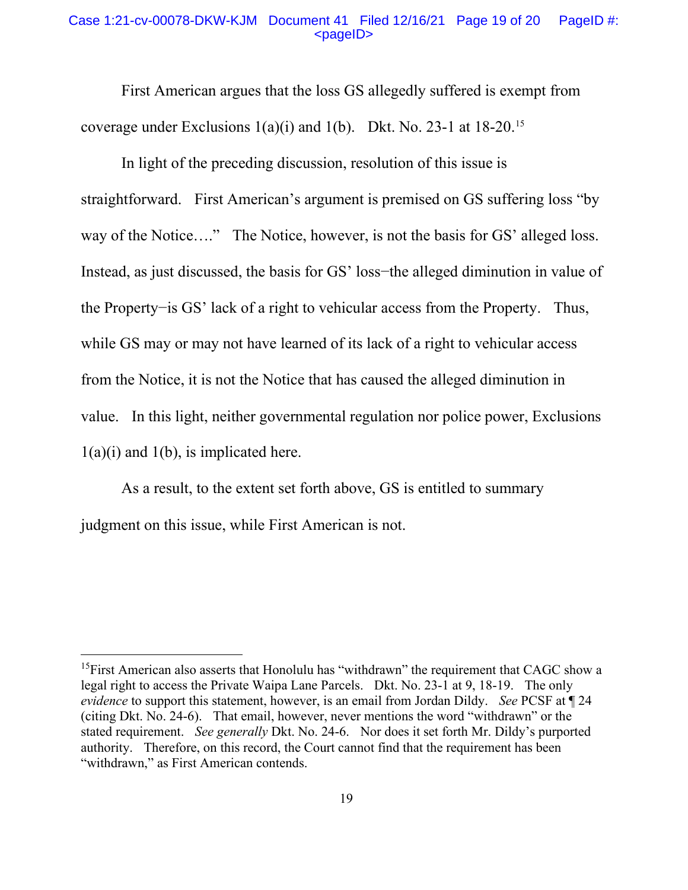First American argues that the loss GS allegedly suffered is exempt from coverage under Exclusions 1(a)(i) and 1(b). Dkt. No. 23-1 at 18-20.[15]

In light of the preceding discussion, resolution of this issue is straightforward. First American's argument is premised on GS suffering loss "by way of the Notice…." The Notice, however, is not the basis for GS' alleged loss. Instead, as just discussed, the basis for GS' loss−the alleged diminution in value of the Property−is GS' lack of a right to vehicular access from the Property. Thus, while GS may or may not have learned of its lack of a right to vehicular access from the Notice, it is not the Notice that has caused the alleged diminution in value. In this light, neither governmental regulation nor police power, Exclusions 1(a)(i) and 1(b), is implicated here.

As a result, to the extent set forth above, GS is entitled to summary judgment on this issue, while First American is not.

---

[15]First American also asserts that Honolulu has "withdrawn" the requirement that CAGC show a legal right to access the Private Waipa Lane Parcels. Dkt. No. 23-1 at 9, 18-19. The only *evidence* to support this statement, however, is an email from Jordan Dildy. *See* PCSF at ¶ 24 (citing Dkt. No. 24-6). That email, however, never mentions the word "withdrawn" or the stated requirement. *See generally* Dkt. No. 24-6. Nor does it set forth Mr. Dildy's purported authority. Therefore, on this record, the Court cannot find that the requirement has been "withdrawn," as First American contends.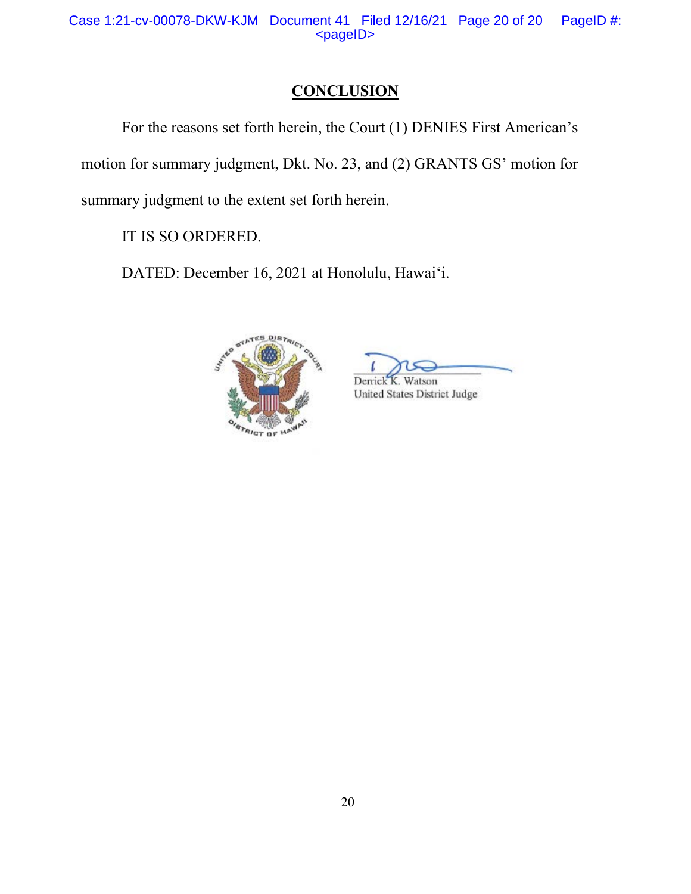## CONCLUSION

For the reasons set forth herein, the Court (1) DENIES First American's motion for summary judgment, Dkt. No. 23, and (2) GRANTS GS' motion for summary judgment to the extent set forth herein.

IT IS SO ORDERED.

DATED: December 16, 2021 at Honolulu, Hawai'i.

Derrick K. Watson
United States District Judge